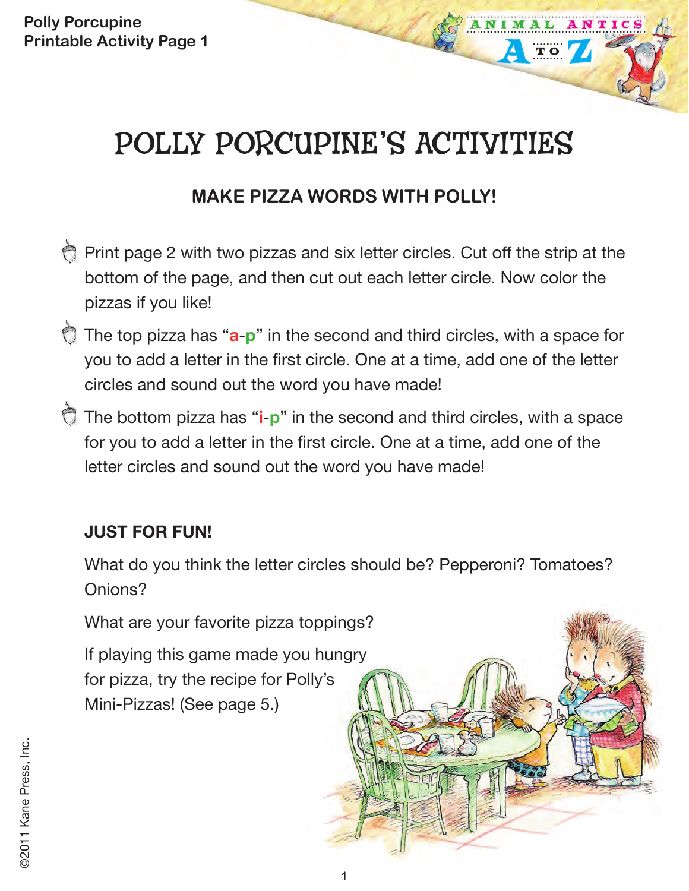# POLLY PORCUPINE'S ACTIVITIES

## MAKE PIZZA WORDS WITH POLLY!

- Print page 2 with two pizzas and six letter circles. Cut off the strip at the bottom of the page, and then cut out each letter circle. Now color the pizzas if you like!
- The top pizza has "**a**-**p**" in the second and third circles, with a space for you to add a letter in the first circle. One at a time, add one of the letter circles and sound out the word you have made!
- The bottom pizza has "**i**-**p**" in the second and third circles, with a space for you to add a letter in the first circle. One at a time, add one of the letter circles and sound out the word you have made!

### JUST FOR FUN!

What do you think the letter circles should be? Pepperoni? Tomatoes? Onions?

What are your favorite pizza toppings?

If playing this game made you hungry for pizza, try the recipe for Polly's Mini-Pizzas! (See page 5.)

©2011 Kane Press, Inc.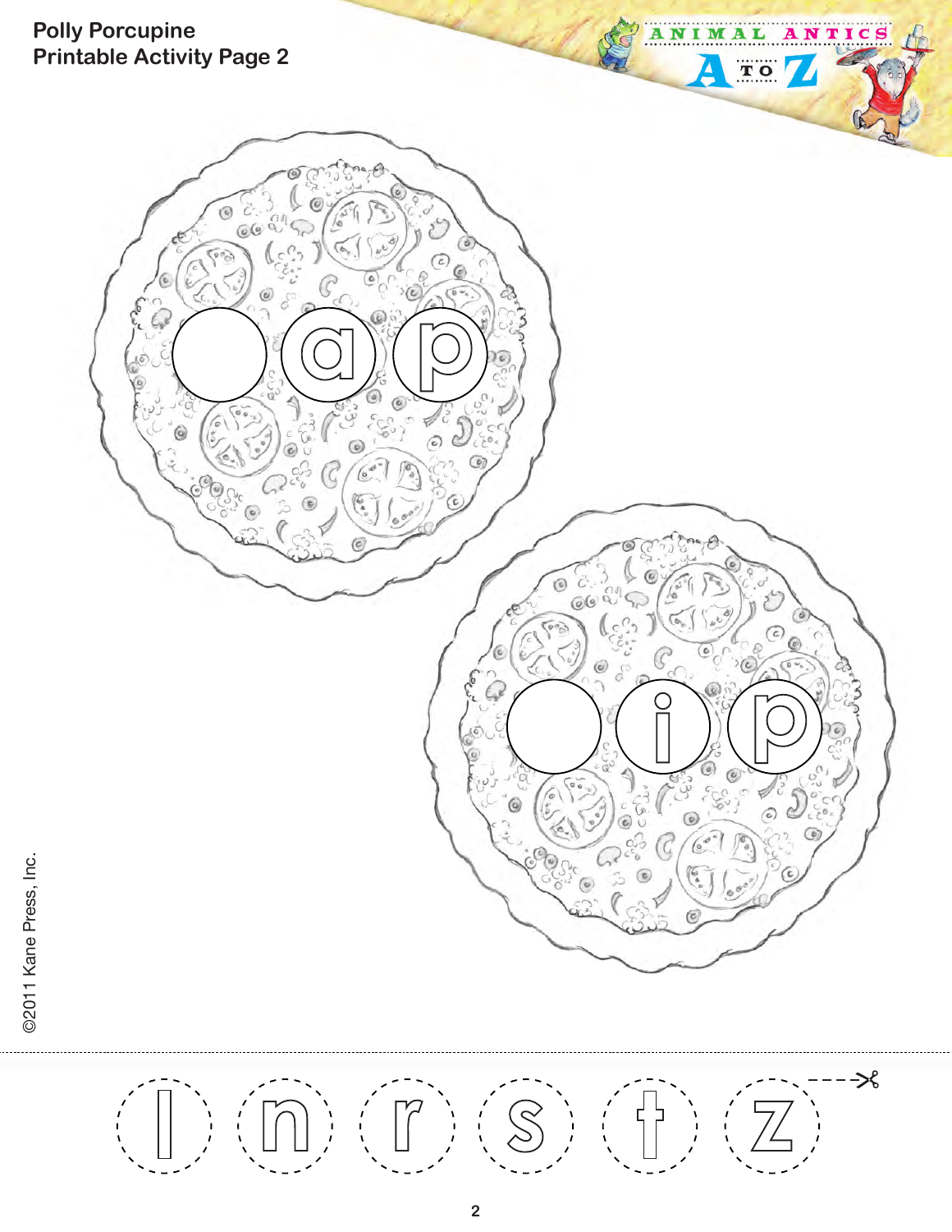**Polly Porcupine**
**Printable Activity Page 2**

__ a p

__ i p

l n r s t z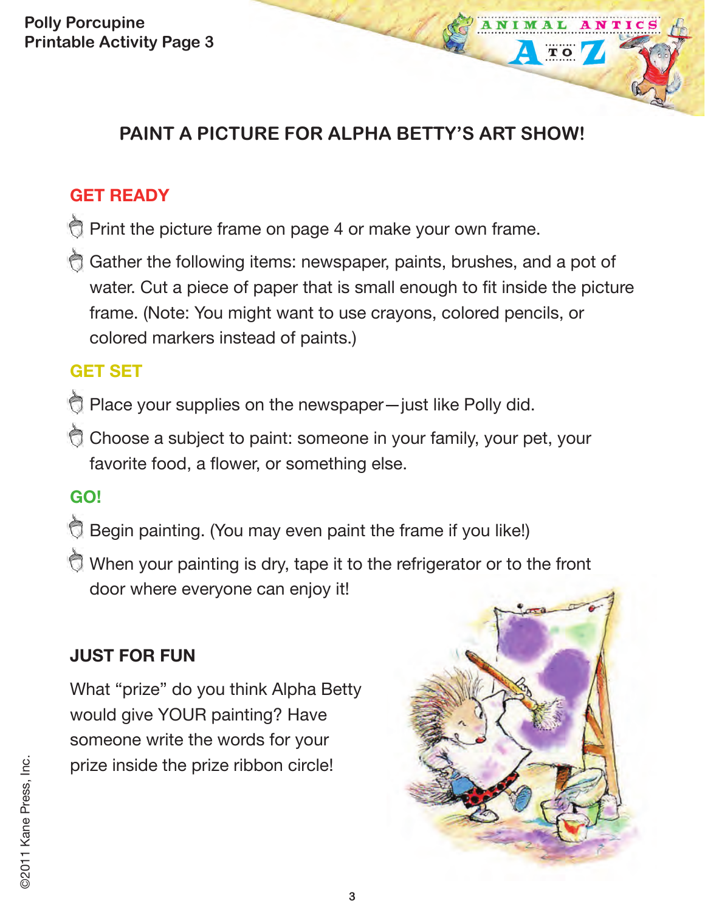# PAINT A PICTURE FOR ALPHA BETTY'S ART SHOW!

## GET READY

- Print the picture frame on page 4 or make your own frame.
- Gather the following items: newspaper, paints, brushes, and a pot of water. Cut a piece of paper that is small enough to fit inside the picture frame. (Note: You might want to use crayons, colored pencils, or colored markers instead of paints.)

## GET SET

- Place your supplies on the newspaper—just like Polly did.
- Choose a subject to paint: someone in your family, your pet, your favorite food, a flower, or something else.

## GO!

- Begin painting. (You may even paint the frame if you like!)
- When your painting is dry, tape it to the refrigerator or to the front door where everyone can enjoy it!

## JUST FOR FUN

What "prize" do you think Alpha Betty would give YOUR painting? Have someone write the words for your prize inside the prize ribbon circle!

©2011 Kane Press, Inc.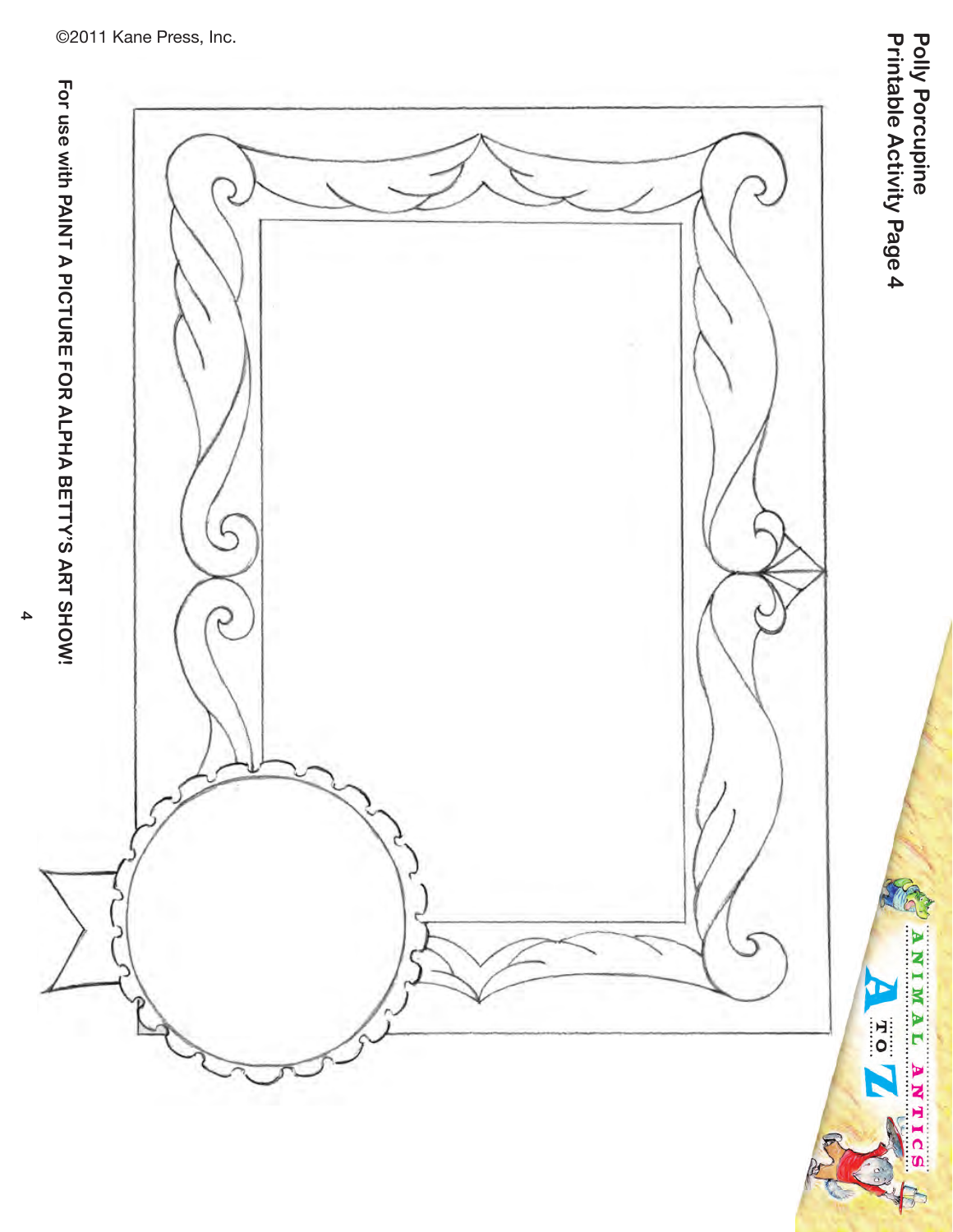# Polly Porcupine
## Printable Activity Page 4

ANIMAL ANTICS A TO Z

For use with **PAINT A PICTURE FOR ALPHA BETTY'S ART SHOW!**

©2011 Kane Press, Inc.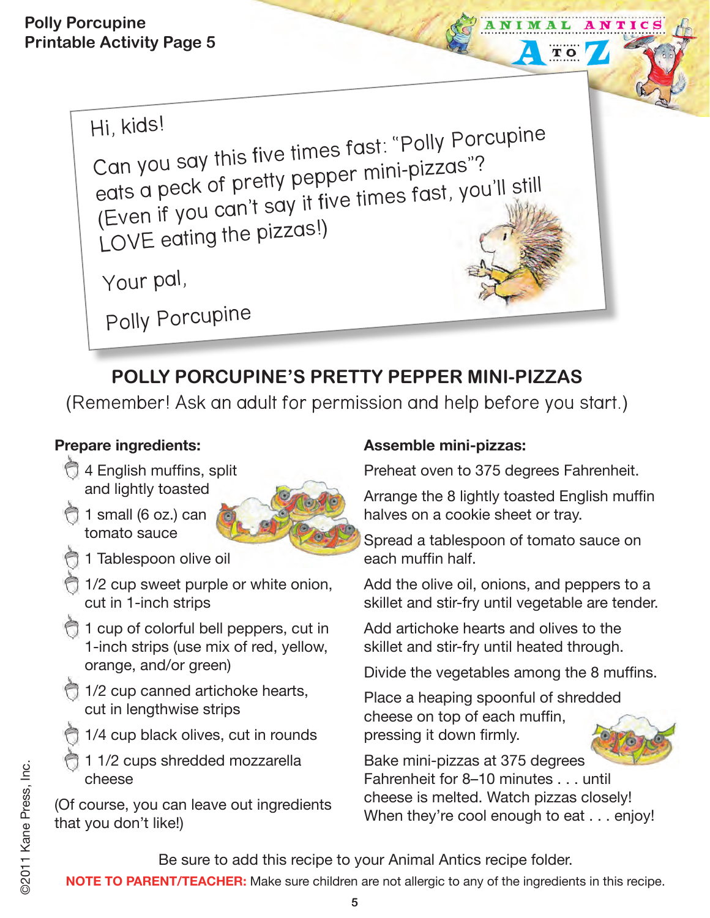Polly Porcupine
Printable Activity Page 5

Hi, kids!

Can you say this five times fast: "Polly Porcupine eats a peck of pretty pepper mini-pizzas"? (Even if you can't say it five times fast, you'll still LOVE eating the pizzas!)

Your pal,

Polly Porcupine

## POLLY PORCUPINE'S PRETTY PEPPER MINI-PIZZAS

(Remember! Ask an adult for permission and help before you start.)

**Prepare ingredients:**

- 4 English muffins, split and lightly toasted
- 1 small (6 oz.) can tomato sauce
- 1 Tablespoon olive oil
- 1/2 cup sweet purple or white onion, cut in 1-inch strips
- 1 cup of colorful bell peppers, cut in 1-inch strips (use mix of red, yellow, orange, and/or green)
- 1/2 cup canned artichoke hearts, cut in lengthwise strips
- 1/4 cup black olives, cut in rounds
- 1 1/2 cups shredded mozzarella cheese

(Of course, you can leave out ingredients that you don't like!)

**Assemble mini-pizzas:**

Preheat oven to 375 degrees Fahrenheit.

Arrange the 8 lightly toasted English muffin halves on a cookie sheet or tray.

Spread a tablespoon of tomato sauce on each muffin half.

Add the olive oil, onions, and peppers to a skillet and stir-fry until vegetable are tender.

Add artichoke hearts and olives to the skillet and stir-fry until heated through.

Divide the vegetables among the 8 muffins.

Place a heaping spoonful of shredded cheese on top of each muffin, pressing it down firmly.

Bake mini-pizzas at 375 degrees Fahrenheit for 8–10 minutes . . . until cheese is melted. Watch pizzas closely! When they're cool enough to eat . . . enjoy!

Be sure to add this recipe to your Animal Antics recipe folder.

**NOTE TO PARENT/TEACHER:** Make sure children are not allergic to any of the ingredients in this recipe.

©2011 Kane Press, Inc.